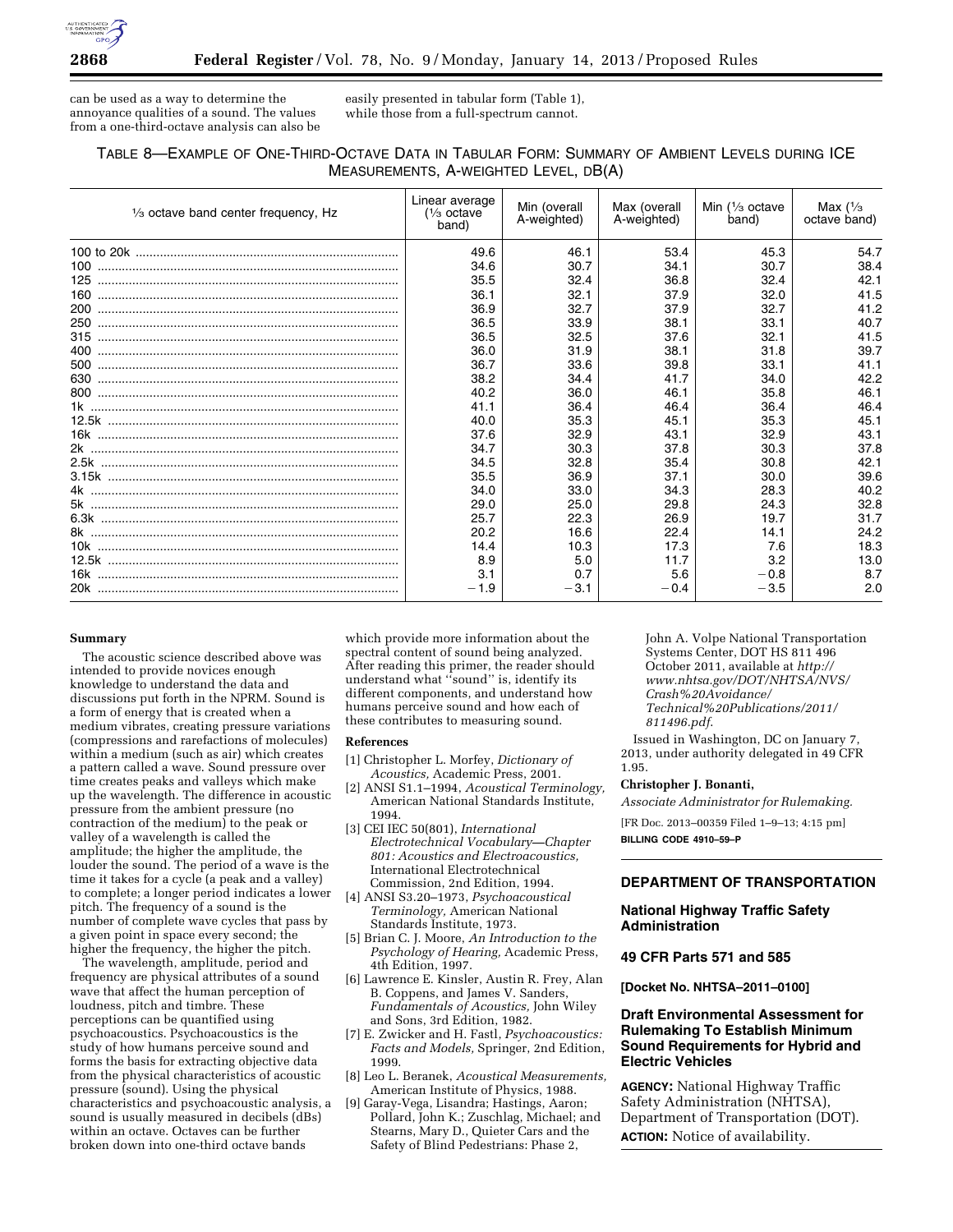can be used as a way to determine the annoyance qualities of a sound. The values from a one-third-octave analysis can also be easily presented in tabular form (Table 1), while those from a full-spectrum cannot.

TABLE 8—EXAMPLE OF ONE-THIRD-OCTAVE DATA IN TABULAR FORM: SUMMARY OF AMBIENT LEVELS DURING ICE MEASUREMENTS, A-WEIGHTED LEVEL, DB(A)

| ⅓ octave band center frequency, Hz | Linear average (⅓ octave band) | Min (overall A-weighted) | Max (overall A-weighted) | Min (⅓ octave band) | Max (⅓ octave band) |
|---|---|---|---|---|---|
| 100 to 20k | 49.6 | 46.1 | 53.4 | 45.3 | 54.7 |
| 100 | 34.6 | 30.7 | 34.1 | 30.7 | 38.4 |
| 125 | 35.5 | 32.4 | 36.8 | 32.4 | 42.1 |
| 160 | 36.1 | 32.1 | 37.9 | 32.0 | 41.5 |
| 200 | 36.9 | 32.7 | 37.9 | 32.7 | 41.2 |
| 250 | 36.5 | 33.9 | 38.1 | 33.1 | 40.7 |
| 315 | 36.5 | 32.5 | 37.6 | 32.1 | 41.5 |
| 400 | 36.0 | 31.9 | 38.1 | 31.8 | 39.7 |
| 500 | 36.7 | 33.6 | 39.8 | 33.1 | 41.1 |
| 630 | 38.2 | 34.4 | 41.7 | 34.0 | 42.2 |
| 800 | 40.2 | 36.0 | 46.1 | 35.8 | 46.1 |
| 1k | 41.1 | 36.4 | 46.4 | 36.4 | 46.4 |
| 12.5k | 40.0 | 35.3 | 45.1 | 35.3 | 45.1 |
| 16k | 37.6 | 32.9 | 43.1 | 32.9 | 43.1 |
| 2k | 34.7 | 30.3 | 37.8 | 30.3 | 37.8 |
| 2.5k | 34.5 | 32.8 | 35.4 | 30.8 | 42.1 |
| 3.15k | 35.5 | 36.9 | 37.1 | 30.0 | 39.6 |
| 4k | 34.0 | 33.0 | 34.3 | 28.3 | 40.2 |
| 5k | 29.0 | 25.0 | 29.8 | 24.3 | 32.8 |
| 6.3k | 25.7 | 22.3 | 26.9 | 19.7 | 31.7 |
| 8k | 20.2 | 16.6 | 22.4 | 14.1 | 24.2 |
| 10k | 14.4 | 10.3 | 17.3 | 7.6 | 18.3 |
| 12.5k | 8.9 | 5.0 | 11.7 | 3.2 | 13.0 |
| 16k | 3.1 | 0.7 | 5.6 | −0.8 | 8.7 |
| 20k | −1.9 | −3.1 | −0.4 | −3.5 | 2.0 |

**Summary**

The acoustic science described above was intended to provide novices enough knowledge to understand the data and discussions put forth in the NPRM. Sound is a form of energy that is created when a medium vibrates, creating pressure variations (compressions and rarefactions of molecules) within a medium (such as air) which creates a pattern called a wave. Sound pressure over time creates peaks and valleys which make up the wavelength. The difference in acoustic pressure from the ambient pressure (no contraction of the medium) to the peak or valley of a wavelength is called the amplitude; the higher the amplitude, the louder the sound. The period of a wave is the time it takes for a cycle (a peak and a valley) to complete; a longer period indicates a lower pitch. The frequency of a sound is the number of complete wave cycles that pass by a given point in space every second; the higher the frequency, the higher the pitch.

The wavelength, amplitude, period and frequency are physical attributes of a sound wave that affect the human perception of loudness, pitch and timbre. These perceptions can be quantified using psychoacoustics. Psychoacoustics is the study of how humans perceive sound and forms the basis for extracting objective data from the physical characteristics of acoustic pressure (sound). Using the physical characteristics and psychoacoustic analysis, a sound is usually measured in decibels (dBs) within an octave. Octaves can be further broken down into one-third octave bands which provide more information about the spectral content of sound being analyzed. After reading this primer, the reader should understand what ''sound'' is, identify its different components, and understand how humans perceive sound and how each of these contributes to measuring sound.

**References**

[1] Christopher L. Morfey, *Dictionary of Acoustics,* Academic Press, 2001.

[2] ANSI S1.1–1994, *Acoustical Terminology,* American National Standards Institute, 1994.

[3] CEI IEC 50(801), *International Electrotechnical Vocabulary—Chapter 801: Acoustics and Electroacoustics,* International Electrotechnical Commission, 2nd Edition, 1994.

[4] ANSI S3.20–1973, *Psychoacoustical Terminology,* American National Standards Institute, 1973.

[5] Brian C. J. Moore, *An Introduction to the Psychology of Hearing,* Academic Press, 4th Edition, 1997.

[6] Lawrence E. Kinsler, Austin R. Frey, Alan B. Coppens, and James V. Sanders, *Fundamentals of Acoustics,* John Wiley and Sons, 3rd Edition, 1982.

[7] E. Zwicker and H. Fastl, *Psychoacoustics: Facts and Models,* Springer, 2nd Edition, 1999.

[8] Leo L. Beranek, *Acoustical Measurements,* American Institute of Physics, 1988.

[9] Garay-Vega, Lisandra; Hastings, Aaron; Pollard, John K.; Zuschlag, Michael; and Stearns, Mary D., Quieter Cars and the Safety of Blind Pedestrians: Phase 2, John A. Volpe National Transportation Systems Center, DOT HS 811 496 October 2011, available at *http://www.nhtsa.gov/DOT/NHTSA/NVS/Crash%20Avoidance/Technical%20Publications/2011/811496.pdf.*

Issued in Washington, DC on January 7, 2013, under authority delegated in 49 CFR 1.95.

**Christopher J. Bonanti,**

*Associate Administrator for Rulemaking.*

[FR Doc. 2013–00359 Filed 1–9–13; 4:15 pm]

**BILLING CODE 4910–59–P**

## DEPARTMENT OF TRANSPORTATION

### National Highway Traffic Safety Administration

### 49 CFR Parts 571 and 585

**[Docket No. NHTSA–2011–0100]**

### Draft Environmental Assessment for Rulemaking To Establish Minimum Sound Requirements for Hybrid and Electric Vehicles

**AGENCY:** National Highway Traffic Safety Administration (NHTSA), Department of Transportation (DOT).

**ACTION:** Notice of availability.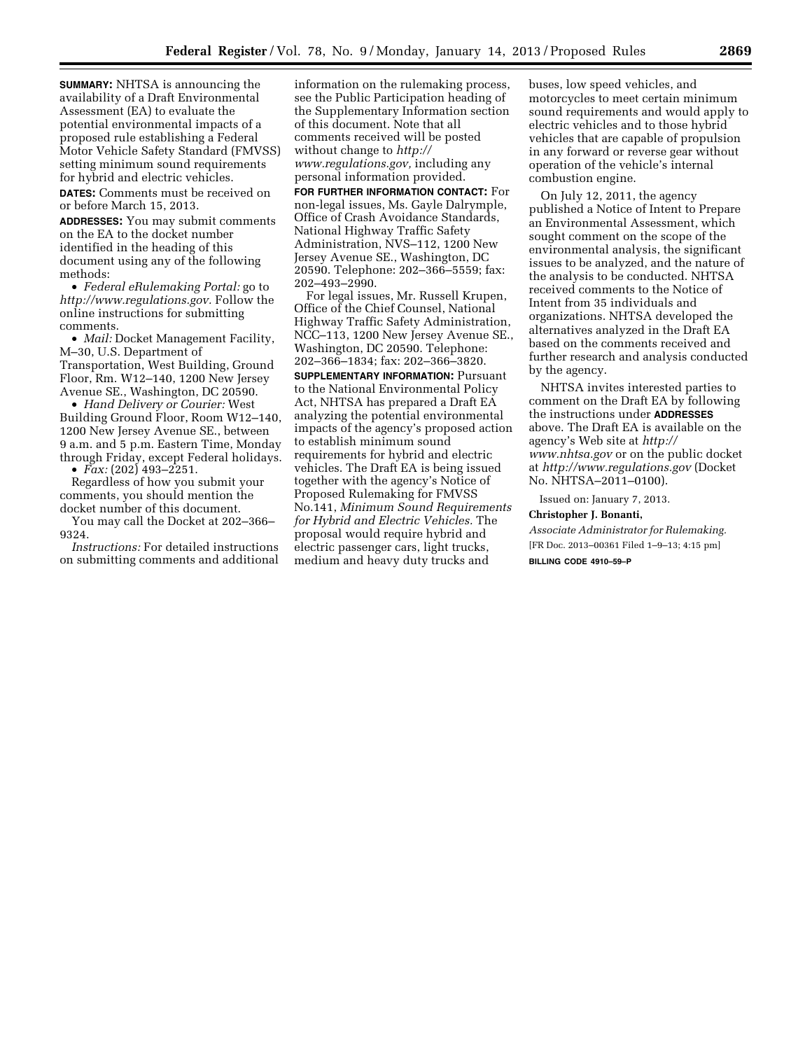**SUMMARY:** NHTSA is announcing the availability of a Draft Environmental Assessment (EA) to evaluate the potential environmental impacts of a proposed rule establishing a Federal Motor Vehicle Safety Standard (FMVSS) setting minimum sound requirements for hybrid and electric vehicles.

**DATES:** Comments must be received on or before March 15, 2013.

**ADDRESSES:** You may submit comments on the EA to the docket number identified in the heading of this document using any of the following methods:

- *Federal eRulemaking Portal:* go to *http://www.regulations.gov.* Follow the online instructions for submitting comments.
- *Mail:* Docket Management Facility, M–30, U.S. Department of Transportation, West Building, Ground Floor, Rm. W12–140, 1200 New Jersey Avenue SE., Washington, DC 20590.
- *Hand Delivery or Courier:* West Building Ground Floor, Room W12–140, 1200 New Jersey Avenue SE., between 9 a.m. and 5 p.m. Eastern Time, Monday through Friday, except Federal holidays.
- *Fax:* (202) 493–2251.

Regardless of how you submit your comments, you should mention the docket number of this document.

You may call the Docket at 202–366–9324.

*Instructions:* For detailed instructions on submitting comments and additional information on the rulemaking process, see the Public Participation heading of the Supplementary Information section of this document. Note that all comments received will be posted without change to *http://www.regulations.gov,* including any personal information provided.

**FOR FURTHER INFORMATION CONTACT:** For non-legal issues, Ms. Gayle Dalrymple, Office of Crash Avoidance Standards, National Highway Traffic Safety Administration, NVS–112, 1200 New Jersey Avenue SE., Washington, DC 20590. Telephone: 202–366–5559; fax: 202–493–2990.

For legal issues, Mr. Russell Krupen, Office of the Chief Counsel, National Highway Traffic Safety Administration, NCC–113, 1200 New Jersey Avenue SE., Washington, DC 20590. Telephone: 202–366–1834; fax: 202–366–3820.

**SUPPLEMENTARY INFORMATION:** Pursuant to the National Environmental Policy Act, NHTSA has prepared a Draft EA analyzing the potential environmental impacts of the agency's proposed action to establish minimum sound requirements for hybrid and electric vehicles. The Draft EA is being issued together with the agency's Notice of Proposed Rulemaking for FMVSS No.141, *Minimum Sound Requirements for Hybrid and Electric Vehicles.* The proposal would require hybrid and electric passenger cars, light trucks, medium and heavy duty trucks and buses, low speed vehicles, and motorcycles to meet certain minimum sound requirements and would apply to electric vehicles and to those hybrid vehicles that are capable of propulsion in any forward or reverse gear without operation of the vehicle's internal combustion engine.

On July 12, 2011, the agency published a Notice of Intent to Prepare an Environmental Assessment, which sought comment on the scope of the environmental analysis, the significant issues to be analyzed, and the nature of the analysis to be conducted. NHTSA received comments to the Notice of Intent from 35 individuals and organizations. NHTSA developed the alternatives analyzed in the Draft EA based on the comments received and further research and analysis conducted by the agency.

NHTSA invites interested parties to comment on the Draft EA by following the instructions under **ADDRESSES** above. The Draft EA is available on the agency's Web site at *http://www.nhtsa.gov* or on the public docket at *http://www.regulations.gov* (Docket No. NHTSA–2011–0100).

Issued on: January 7, 2013.

**Christopher J. Bonanti,**

*Associate Administrator for Rulemaking.*

[FR Doc. 2013–00361 Filed 1–9–13; 4:15 pm]

**BILLING CODE 4910–59–P**